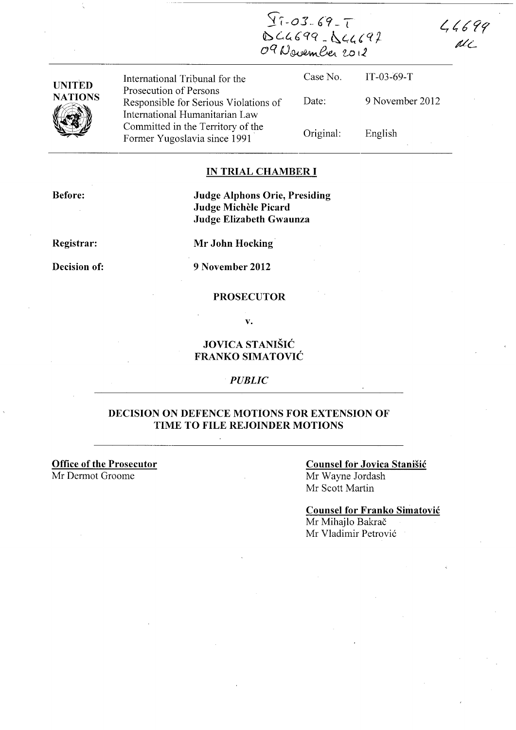IT-03-69-T
D44699 - D44697
09 November 2012

44699
MC

| UNITED NATIONS | International Tribunal for the Prosecution of Persons Responsible for Serious Violations of International Humanitarian Law Committed in the Territory of the Former Yugoslavia since 1991 | Case No. | IT-03-69-T |
|---|---|---|---|
| | | Date: | 9 November 2012 |
| | | Original: | English |

**IN TRIAL CHAMBER I**

**Before:** **Judge Alphons Orie, Presiding**
**Judge Michèle Picard**
**Judge Elizabeth Gwaunza**

**Registrar:** **Mr John Hocking**

**Decision of:** **9 November 2012**

**PROSECUTOR**

**v.**

**JOVICA STANIŠIĆ**
**FRANKO SIMATOVIĆ**

*PUBLIC*

**DECISION ON DEFENCE MOTIONS FOR EXTENSION OF TIME TO FILE REJOINDER MOTIONS**

**Office of the Prosecutor**
Mr Dermot Groome

**Counsel for Jovica Stanišić**
Mr Wayne Jordash
Mr Scott Martin

**Counsel for Franko Simatović**
Mr Mihajlo Bakrač
Mr Vladimir Petrović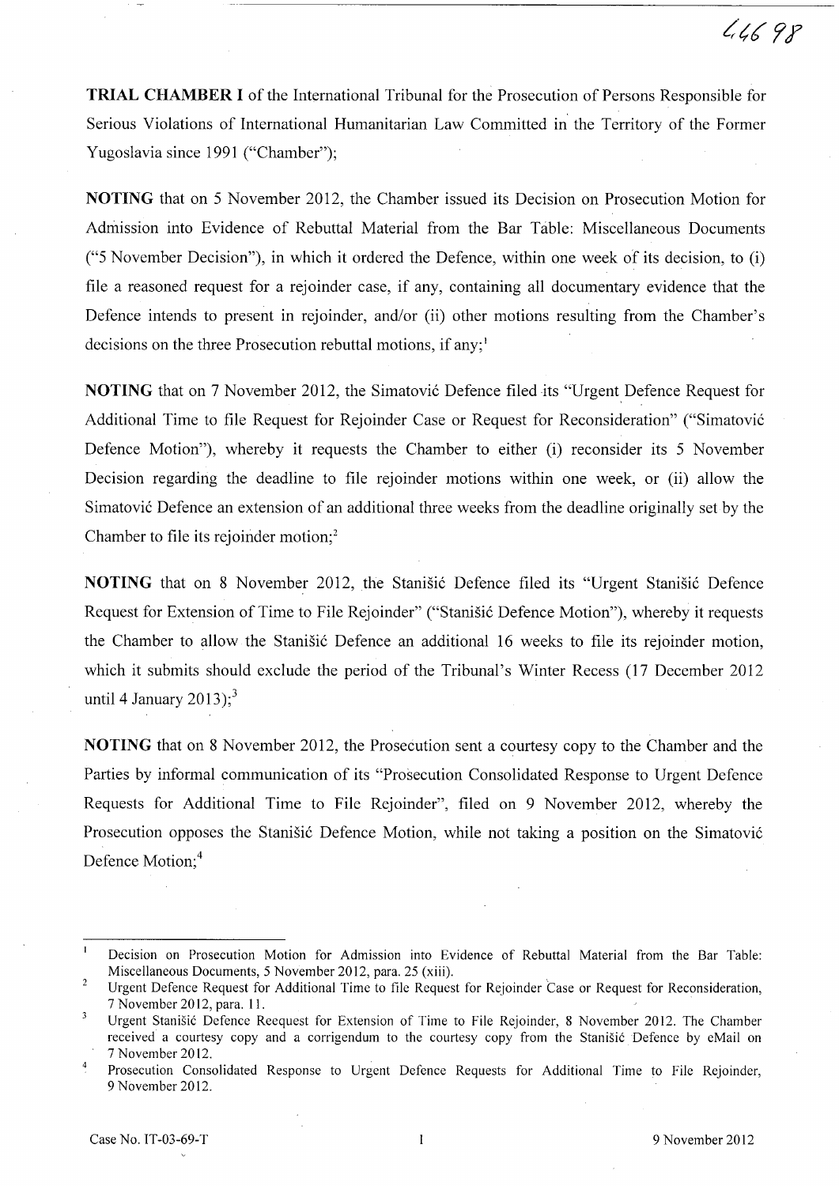**TRIAL CHAMBER I** of the International Tribunal for the Prosecution of Persons Responsible for Serious Violations of International Humanitarian Law Committed in the Territory of the Former Yugoslavia since 1991 ("Chamber");

**NOTING** that on 5 November 2012, the Chamber issued its Decision on Prosecution Motion for Admission into Evidence of Rebuttal Material from the Bar Table: Miscellaneous Documents ("5 November Decision"), in which it ordered the Defence, within one week of its decision, to (i) file a reasoned request for a rejoinder case, if any, containing all documentary evidence that the Defence intends to present in rejoinder, and/or (ii) other motions resulting from the Chamber's decisions on the three Prosecution rebuttal motions, if any;[1]

**NOTING** that on 7 November 2012, the Simatović Defence filed its "Urgent Defence Request for Additional Time to file Request for Rejoinder Case or Request for Reconsideration" ("Simatović Defence Motion"), whereby it requests the Chamber to either (i) reconsider its 5 November Decision regarding the deadline to file rejoinder motions within one week, or (ii) allow the Simatović Defence an extension of an additional three weeks from the deadline originally set by the Chamber to file its rejoinder motion;[2]

**NOTING** that on 8 November 2012, the Stanišić Defence filed its "Urgent Stanišić Defence Request for Extension of Time to File Rejoinder" ("Stanišić Defence Motion"), whereby it requests the Chamber to allow the Stanišić Defence an additional 16 weeks to file its rejoinder motion, which it submits should exclude the period of the Tribunal's Winter Recess (17 December 2012 until 4 January 2013);[3]

**NOTING** that on 8 November 2012, the Prosecution sent a courtesy copy to the Chamber and the Parties by informal communication of its "Prosecution Consolidated Response to Urgent Defence Requests for Additional Time to File Rejoinder", filed on 9 November 2012, whereby the Prosecution opposes the Stanišić Defence Motion, while not taking a position on the Simatović Defence Motion;[4]

---

[1] Decision on Prosecution Motion for Admission into Evidence of Rebuttal Material from the Bar Table: Miscellaneous Documents, 5 November 2012, para. 25 (xiii).

[2] Urgent Defence Request for Additional Time to file Request for Rejoinder Case or Request for Reconsideration, 7 November 2012, para. 11.

[3] Urgent Stanišić Defence Reequest for Extension of Time to File Rejoinder, 8 November 2012. The Chamber received a courtesy copy and a corrigendum to the courtesy copy from the Stanišić Defence by eMail on 7 November 2012.

[4] Prosecution Consolidated Response to Urgent Defence Requests for Additional Time to File Rejoinder, 9 November 2012.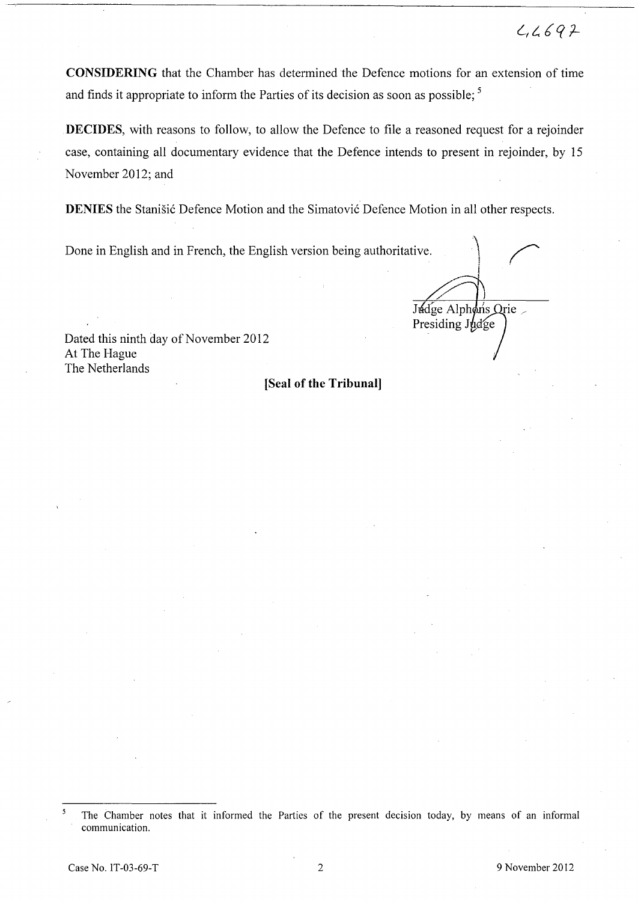**CONSIDERING** that the Chamber has determined the Defence motions for an extension of time and finds it appropriate to inform the Parties of its decision as soon as possible; [5]

**DECIDES**, with reasons to follow, to allow the Defence to file a reasoned request for a rejoinder case, containing all documentary evidence that the Defence intends to present in rejoinder, by 15 November 2012; and

**DENIES** the Stanišić Defence Motion and the Simatović Defence Motion in all other respects.

Done in English and in French, the English version being authoritative.

Judge Alphons Orie
Presiding Judge

Dated this ninth day of November 2012
At The Hague
The Netherlands

**[Seal of the Tribunal]**

---

[5] The Chamber notes that it informed the Parties of the present decision today, by means of an informal communication.